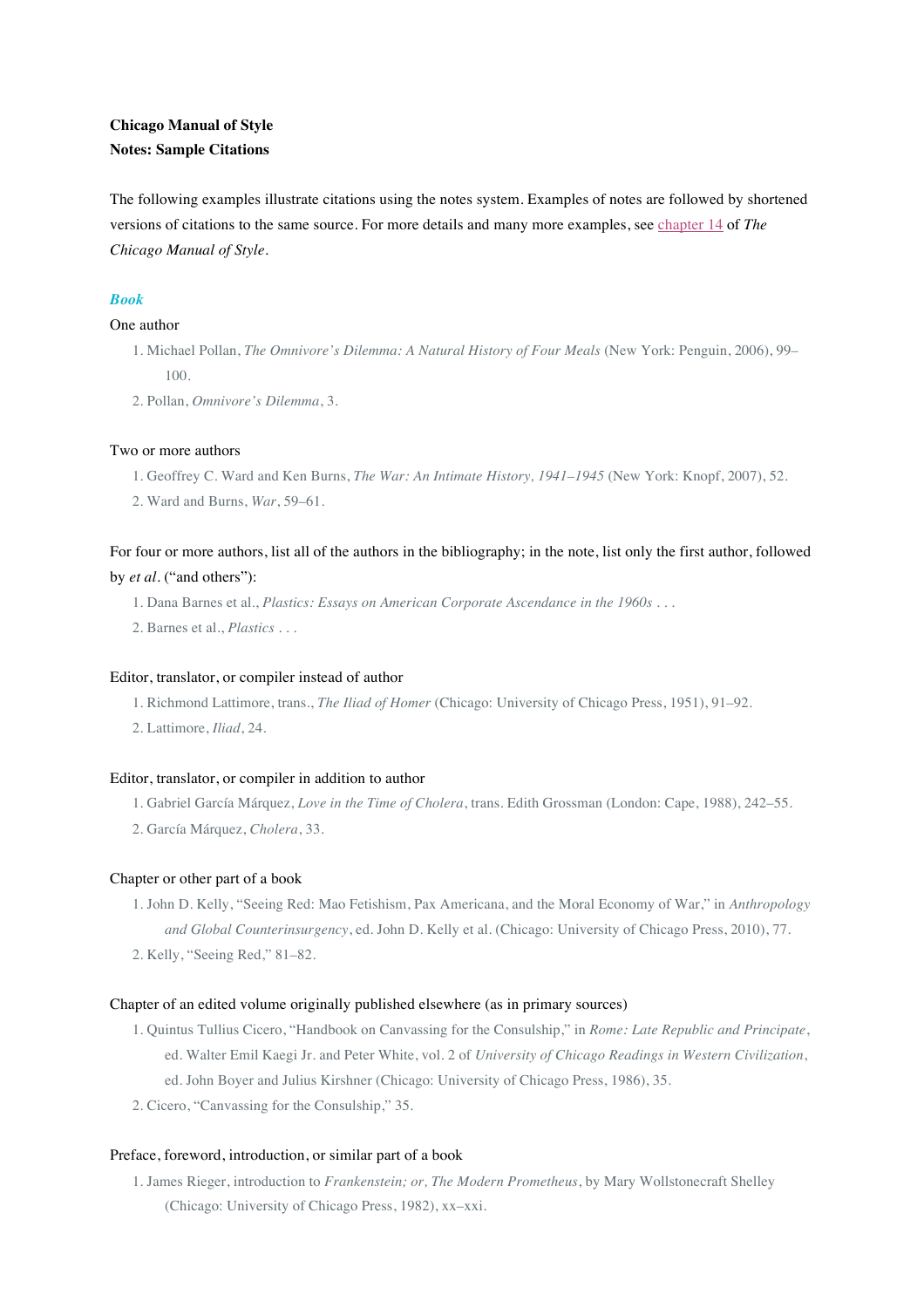**Chicago Manual of Style**
**Notes: Sample Citations**

The following examples illustrate citations using the notes system. Examples of notes are followed by shortened versions of citations to the same source. For more details and many more examples, see chapter 14 of *The Chicago Manual of Style*.

### *Book*

One author

1. Michael Pollan, *The Omnivore's Dilemma: A Natural History of Four Meals* (New York: Penguin, 2006), 99–100.
2. Pollan, *Omnivore's Dilemma*, 3.

Two or more authors

1. Geoffrey C. Ward and Ken Burns, *The War: An Intimate History, 1941–1945* (New York: Knopf, 2007), 52.
2. Ward and Burns, *War*, 59–61.

For four or more authors, list all of the authors in the bibliography; in the note, list only the first author, followed by *et al*. ("and others"):

1. Dana Barnes et al., *Plastics: Essays on American Corporate Ascendance in the 1960s* . . .
2. Barnes et al., *Plastics* . . .

Editor, translator, or compiler instead of author

1. Richmond Lattimore, trans., *The Iliad of Homer* (Chicago: University of Chicago Press, 1951), 91–92.
2. Lattimore, *Iliad*, 24.

Editor, translator, or compiler in addition to author

1. Gabriel García Márquez, *Love in the Time of Cholera*, trans. Edith Grossman (London: Cape, 1988), 242–55.
2. García Márquez, *Cholera*, 33.

Chapter or other part of a book

1. John D. Kelly, "Seeing Red: Mao Fetishism, Pax Americana, and the Moral Economy of War," in *Anthropology and Global Counterinsurgency*, ed. John D. Kelly et al. (Chicago: University of Chicago Press, 2010), 77.
2. Kelly, "Seeing Red," 81–82.

Chapter of an edited volume originally published elsewhere (as in primary sources)

1. Quintus Tullius Cicero, "Handbook on Canvassing for the Consulship," in *Rome: Late Republic and Principate*, ed. Walter Emil Kaegi Jr. and Peter White, vol. 2 of *University of Chicago Readings in Western Civilization*, ed. John Boyer and Julius Kirshner (Chicago: University of Chicago Press, 1986), 35.
2. Cicero, "Canvassing for the Consulship," 35.

Preface, foreword, introduction, or similar part of a book

1. James Rieger, introduction to *Frankenstein; or, The Modern Prometheus*, by Mary Wollstonecraft Shelley (Chicago: University of Chicago Press, 1982), xx–xxi.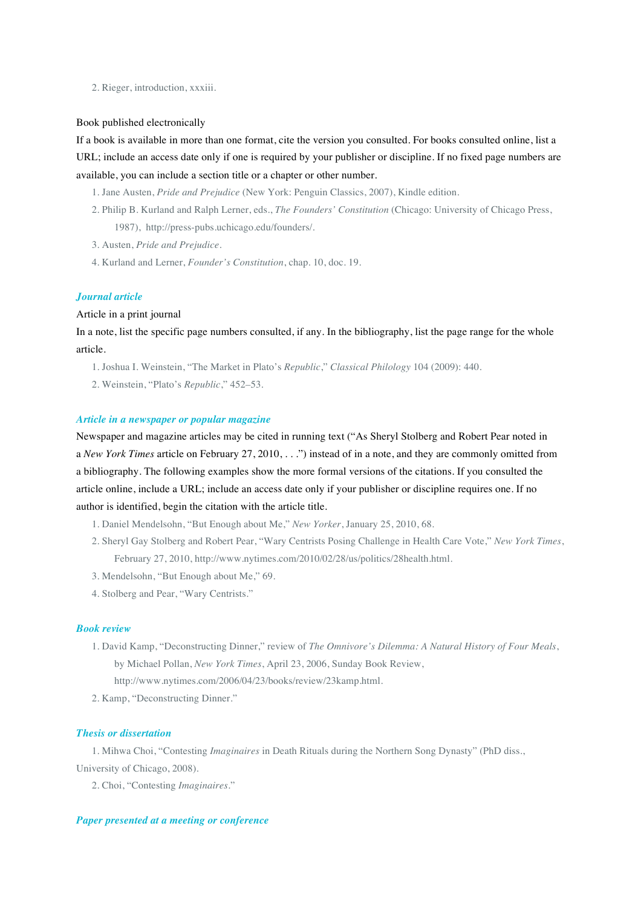2. Rieger, introduction, xxxiii.

Book published electronically

If a book is available in more than one format, cite the version you consulted. For books consulted online, list a URL; include an access date only if one is required by your publisher or discipline. If no fixed page numbers are available, you can include a section title or a chapter or other number.

1. Jane Austen, *Pride and Prejudice* (New York: Penguin Classics, 2007), Kindle edition.
2. Philip B. Kurland and Ralph Lerner, eds., *The Founders' Constitution* (Chicago: University of Chicago Press, 1987), http://press-pubs.uchicago.edu/founders/.
3. Austen, *Pride and Prejudice*.
4. Kurland and Lerner, *Founder's Constitution*, chap. 10, doc. 19.

### *Journal article*

Article in a print journal

In a note, list the specific page numbers consulted, if any. In the bibliography, list the page range for the whole article.

1. Joshua I. Weinstein, "The Market in Plato's *Republic*," *Classical Philology* 104 (2009): 440.
2. Weinstein, "Plato's *Republic*," 452–53.

### *Article in a newspaper or popular magazine*

Newspaper and magazine articles may be cited in running text ("As Sheryl Stolberg and Robert Pear noted in a *New York Times* article on February 27, 2010, . . .") instead of in a note, and they are commonly omitted from a bibliography. The following examples show the more formal versions of the citations. If you consulted the article online, include a URL; include an access date only if your publisher or discipline requires one. If no author is identified, begin the citation with the article title.

1. Daniel Mendelsohn, "But Enough about Me," *New Yorker*, January 25, 2010, 68.
2. Sheryl Gay Stolberg and Robert Pear, "Wary Centrists Posing Challenge in Health Care Vote," *New York Times*, February 27, 2010, http://www.nytimes.com/2010/02/28/us/politics/28health.html.
3. Mendelsohn, "But Enough about Me," 69.
4. Stolberg and Pear, "Wary Centrists."

### *Book review*

1. David Kamp, "Deconstructing Dinner," review of *The Omnivore's Dilemma: A Natural History of Four Meals*, by Michael Pollan, *New York Times*, April 23, 2006, Sunday Book Review, http://www.nytimes.com/2006/04/23/books/review/23kamp.html.
2. Kamp, "Deconstructing Dinner."

### *Thesis or dissertation*

1. Mihwa Choi, "Contesting *Imaginaires* in Death Rituals during the Northern Song Dynasty" (PhD diss., University of Chicago, 2008).
2. Choi, "Contesting *Imaginaires*."

### *Paper presented at a meeting or conference*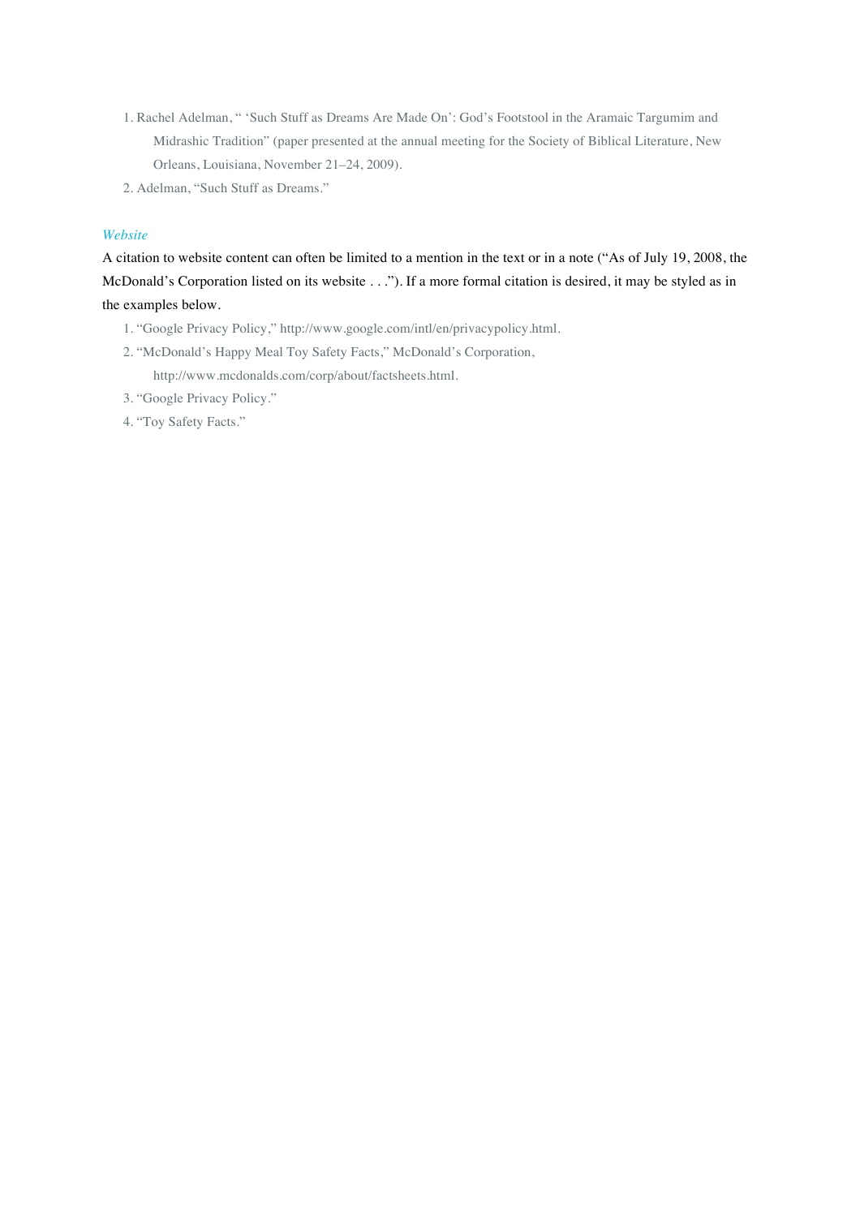1. Rachel Adelman, " 'Such Stuff as Dreams Are Made On': God's Footstool in the Aramaic Targumim and Midrashic Tradition" (paper presented at the annual meeting for the Society of Biblical Literature, New Orleans, Louisiana, November 21–24, 2009).
2. Adelman, "Such Stuff as Dreams."

*Website*

A citation to website content can often be limited to a mention in the text or in a note ("As of July 19, 2008, the McDonald's Corporation listed on its website . . ."). If a more formal citation is desired, it may be styled as in the examples below.

1. "Google Privacy Policy," http://www.google.com/intl/en/privacypolicy.html.
2. "McDonald's Happy Meal Toy Safety Facts," McDonald's Corporation, http://www.mcdonalds.com/corp/about/factsheets.html.
3. "Google Privacy Policy."
4. "Toy Safety Facts."